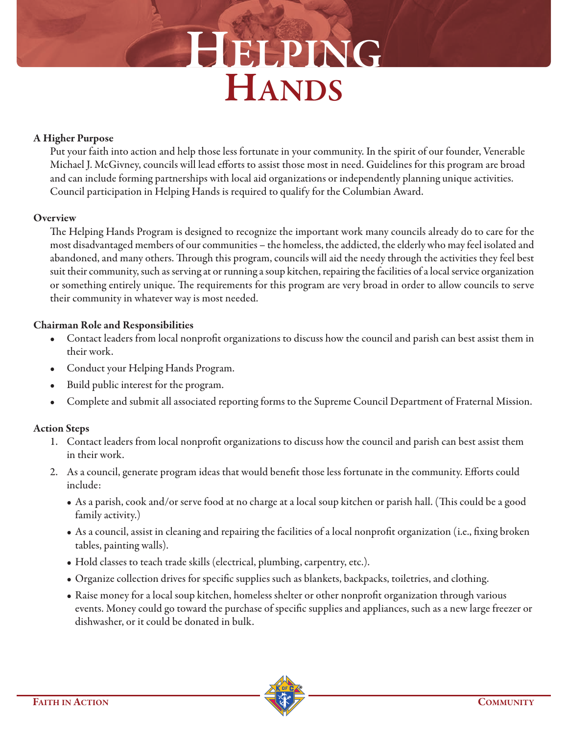# Helping Hands

**A Higher Purpose**

Put your faith into action and help those less fortunate in your community. In the spirit of our founder, Venerable Michael J. McGivney, councils will lead efforts to assist those most in need. Guidelines for this program are broad and can include forming partnerships with local aid organizations or independently planning unique activities. Council participation in Helping Hands is required to qualify for the Columbian Award.

**Overview**

The Helping Hands Program is designed to recognize the important work many councils already do to care for the most disadvantaged members of our communities – the homeless, the addicted, the elderly who may feel isolated and abandoned, and many others. Through this program, councils will aid the needy through the activities they feel best suit their community, such as serving at or running a soup kitchen, repairing the facilities of a local service organization or something entirely unique. The requirements for this program are very broad in order to allow councils to serve their community in whatever way is most needed.

**Chairman Role and Responsibilities**

- Contact leaders from local nonprofit organizations to discuss how the council and parish can best assist them in their work.
- Conduct your Helping Hands Program.
- Build public interest for the program.
- Complete and submit all associated reporting forms to the Supreme Council Department of Fraternal Mission.

**Action Steps**

1. Contact leaders from local nonprofit organizations to discuss how the council and parish can best assist them in their work.
2. As a council, generate program ideas that would benefit those less fortunate in the community. Efforts could include:
   - As a parish, cook and/or serve food at no charge at a local soup kitchen or parish hall. (This could be a good family activity.)
   - As a council, assist in cleaning and repairing the facilities of a local nonprofit organization (i.e., fixing broken tables, painting walls).
   - Hold classes to teach trade skills (electrical, plumbing, carpentry, etc.).
   - Organize collection drives for specific supplies such as blankets, backpacks, toiletries, and clothing.
   - Raise money for a local soup kitchen, homeless shelter or other nonprofit organization through various events. Money could go toward the purchase of specific supplies and appliances, such as a new large freezer or dishwasher, or it could be donated in bulk.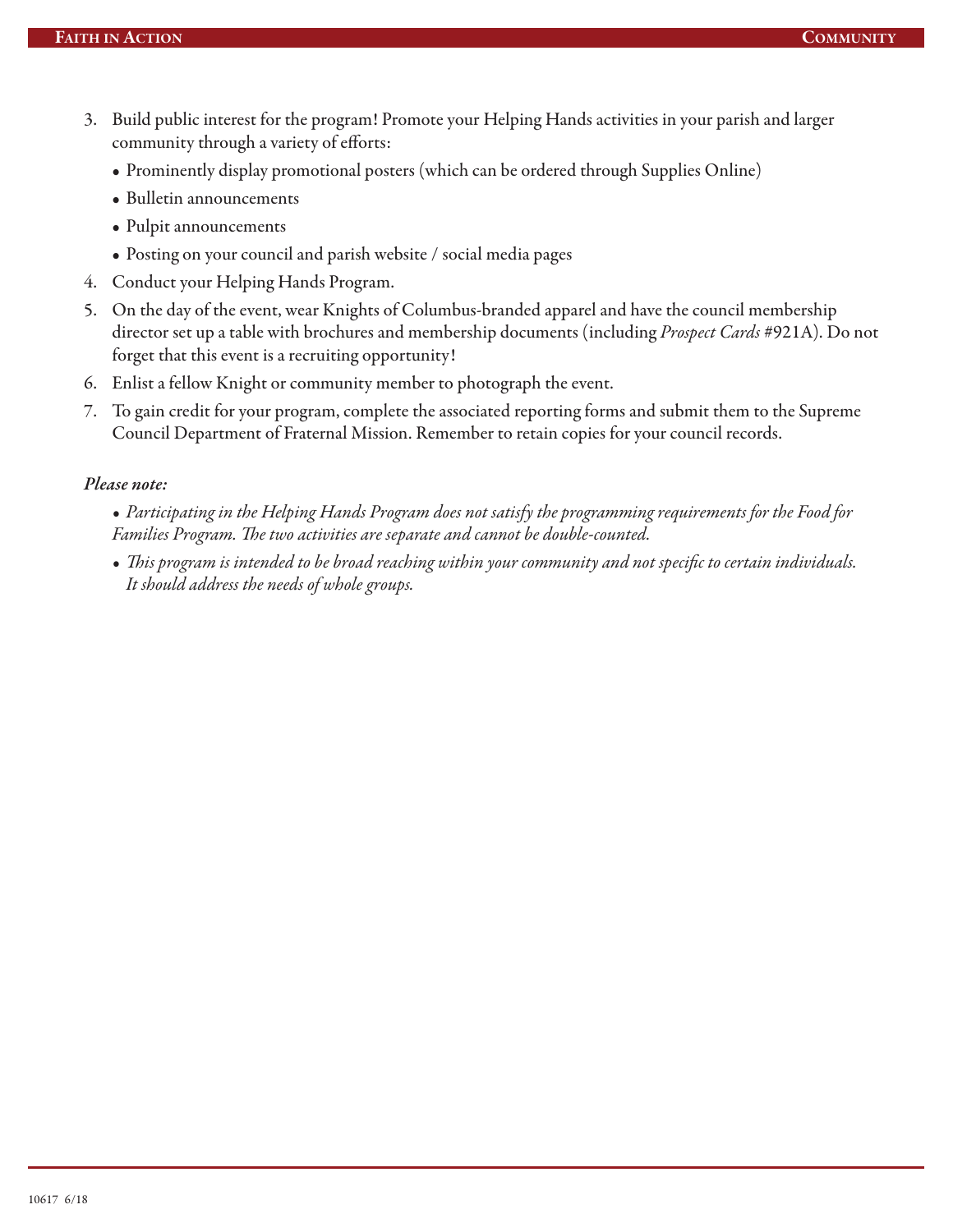3. Build public interest for the program! Promote your Helping Hands activities in your parish and larger community through a variety of efforts:
   - Prominently display promotional posters (which can be ordered through Supplies Online)
   - Bulletin announcements
   - Pulpit announcements
   - Posting on your council and parish website / social media pages
4. Conduct your Helping Hands Program.
5. On the day of the event, wear Knights of Columbus-branded apparel and have the council membership director set up a table with brochures and membership documents (including *Prospect Cards* #921A). Do not forget that this event is a recruiting opportunity!
6. Enlist a fellow Knight or community member to photograph the event.
7. To gain credit for your program, complete the associated reporting forms and submit them to the Supreme Council Department of Fraternal Mission. Remember to retain copies for your council records.

***Please note:***

- *Participating in the Helping Hands Program does not satisfy the programming requirements for the Food for Families Program. The two activities are separate and cannot be double-counted.*
- *This program is intended to be broad reaching within your community and not specific to certain individuals. It should address the needs of whole groups.*

10617 6/18